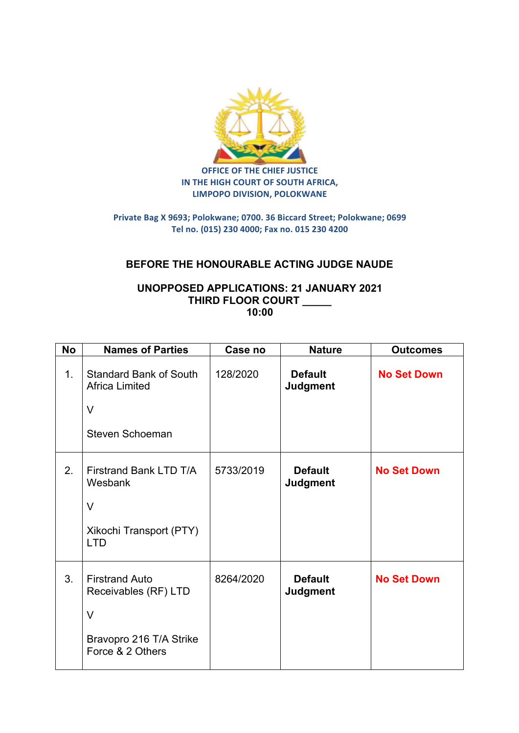**OFFICE OF THE CHIEF JUSTICE**
**IN THE HIGH COURT OF SOUTH AFRICA,**
**LIMPOPO DIVISION, POLOKWANE**

Private Bag X 9693; Polokwane; 0700. 36 Biccard Street; Polokwane; 0699
Tel no. (015) 230 4000; Fax no. 015 230 4200

## BEFORE THE HONOURABLE ACTING JUDGE NAUDE

### UNOPPOSED APPLICATIONS: 21 JANUARY 2021
### THIRD FLOOR COURT _____
### 10:00

| No | Names of Parties | Case no | Nature | Outcomes |
|---|---|---|---|---|
| 1. | Standard Bank of South Africa Limited<br><br>V<br><br>Steven Schoeman | 128/2020 | **Default Judgment** | **No Set Down** |
| 2. | Firstrand Bank LTD T/A Wesbank<br><br>V<br><br>Xikochi Transport (PTY) LTD | 5733/2019 | **Default Judgment** | **No Set Down** |
| 3. | Firstrand Auto Receivables (RF) LTD<br><br>V<br><br>Bravopro 216 T/A Strike Force & 2 Others | 8264/2020 | **Default Judgment** | **No Set Down** |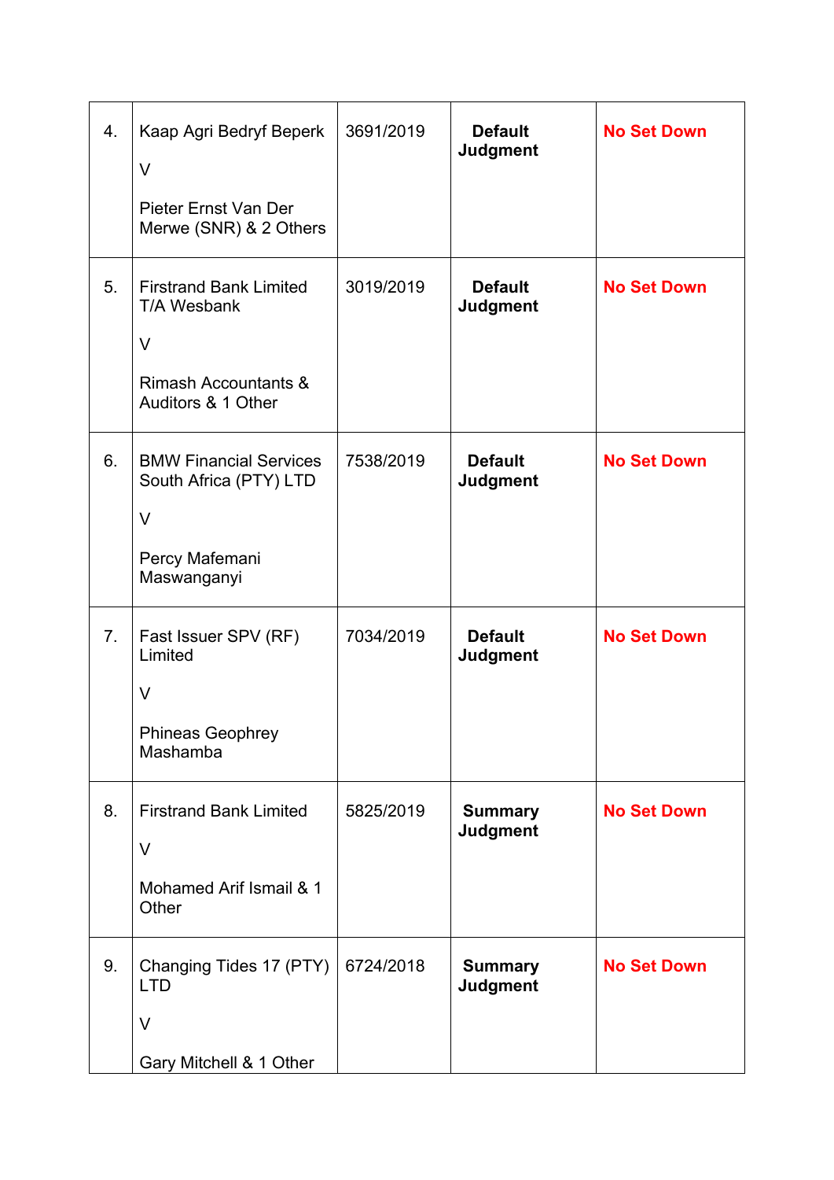| | | | | |
|---|---|---|---|---|
| 4. | Kaap Agri Bedryf Beperk<br><br>V<br><br>Pieter Ernst Van Der Merwe (SNR) & 2 Others | 3691/2019 | **Default Judgment** | **No Set Down** |
| 5. | Firstrand Bank Limited T/A Wesbank<br><br>V<br><br>Rimash Accountants & Auditors & 1 Other | 3019/2019 | **Default Judgment** | **No Set Down** |
| 6. | BMW Financial Services South Africa (PTY) LTD<br><br>V<br><br>Percy Mafemani Maswanganyi | 7538/2019 | **Default Judgment** | **No Set Down** |
| 7. | Fast Issuer SPV (RF) Limited<br><br>V<br><br>Phineas Geophrey Mashamba | 7034/2019 | **Default Judgment** | **No Set Down** |
| 8. | Firstrand Bank Limited<br><br>V<br><br>Mohamed Arif Ismail & 1 Other | 5825/2019 | **Summary Judgment** | **No Set Down** |
| 9. | Changing Tides 17 (PTY) LTD<br><br>V<br><br>Gary Mitchell & 1 Other | 6724/2018 | **Summary Judgment** | **No Set Down** |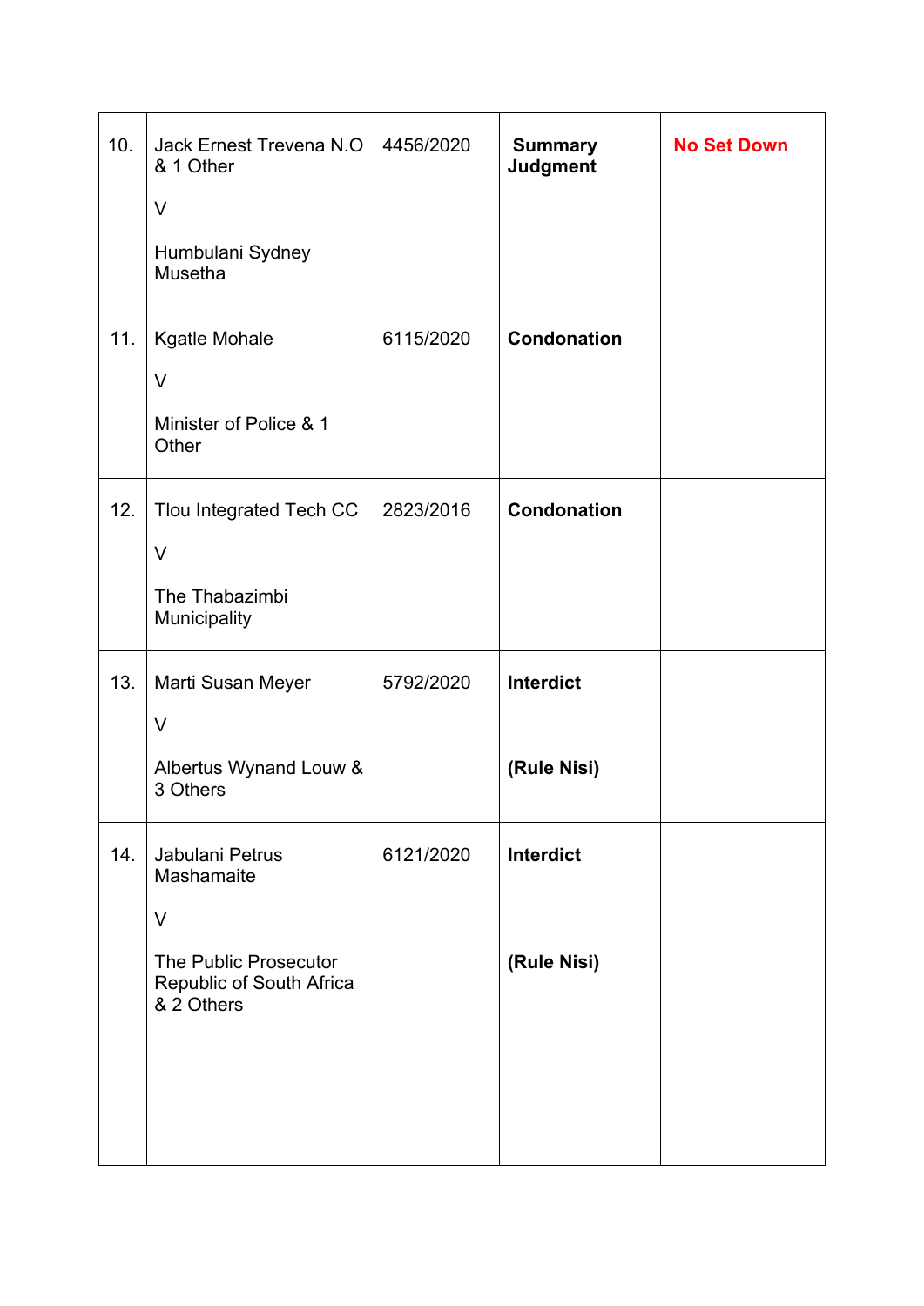| | | | | |
|---|---|---|---|---|
| 10. | Jack Ernest Trevena N.O & 1 Other<br><br>V<br><br>Humbulani Sydney Musetha | 4456/2020 | **Summary Judgment** | **No Set Down** |
| 11. | Kgatle Mohale<br><br>V<br><br>Minister of Police & 1 Other | 6115/2020 | **Condonation** | |
| 12. | Tlou Integrated Tech CC<br><br>V<br><br>The Thabazimbi Municipality | 2823/2016 | **Condonation** | |
| 13. | Marti Susan Meyer<br><br>V<br><br>Albertus Wynand Louw & 3 Others | 5792/2020 | **Interdict**<br><br>**(Rule Nisi)** | |
| 14. | Jabulani Petrus Mashamaite<br><br>V<br><br>The Public Prosecutor Republic of South Africa & 2 Others | 6121/2020 | **Interdict**<br><br>**(Rule Nisi)** | |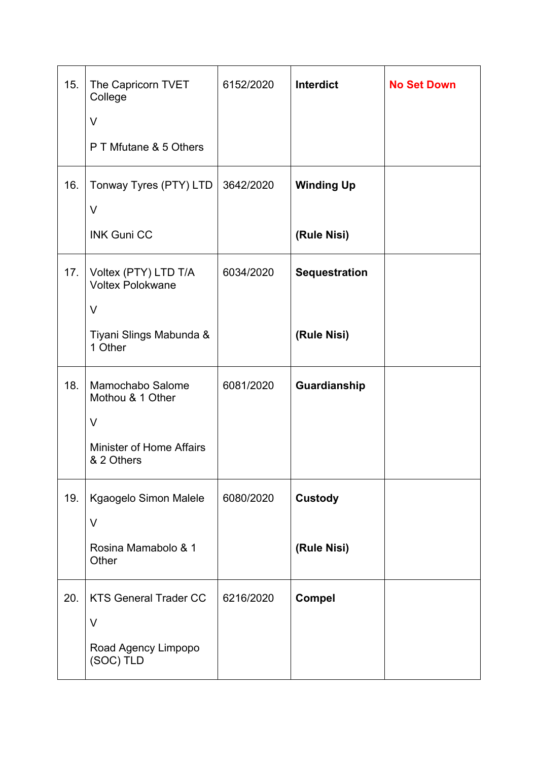| | | | | |
|---|---|---|---|---|
| 15. | The Capricorn TVET College<br><br>V<br><br>P T Mfutane & 5 Others | 6152/2020 | **Interdict** | **No Set Down** |
| 16. | Tonway Tyres (PTY) LTD<br><br>V<br><br>INK Guni CC | 3642/2020 | **Winding Up**<br><br>**(Rule Nisi)** | |
| 17. | Voltex (PTY) LTD T/A Voltex Polokwane<br><br>V<br><br>Tiyani Slings Mabunda & 1 Other | 6034/2020 | **Sequestration**<br><br>**(Rule Nisi)** | |
| 18. | Mamochabo Salome Mothou & 1 Other<br><br>V<br><br>Minister of Home Affairs & 2 Others | 6081/2020 | **Guardianship** | |
| 19. | Kgaogelo Simon Malele<br><br>V<br><br>Rosina Mamabolo & 1 Other | 6080/2020 | **Custody**<br><br>**(Rule Nisi)** | |
| 20. | KTS General Trader CC<br><br>V<br><br>Road Agency Limpopo (SOC) TLD | 6216/2020 | **Compel** | |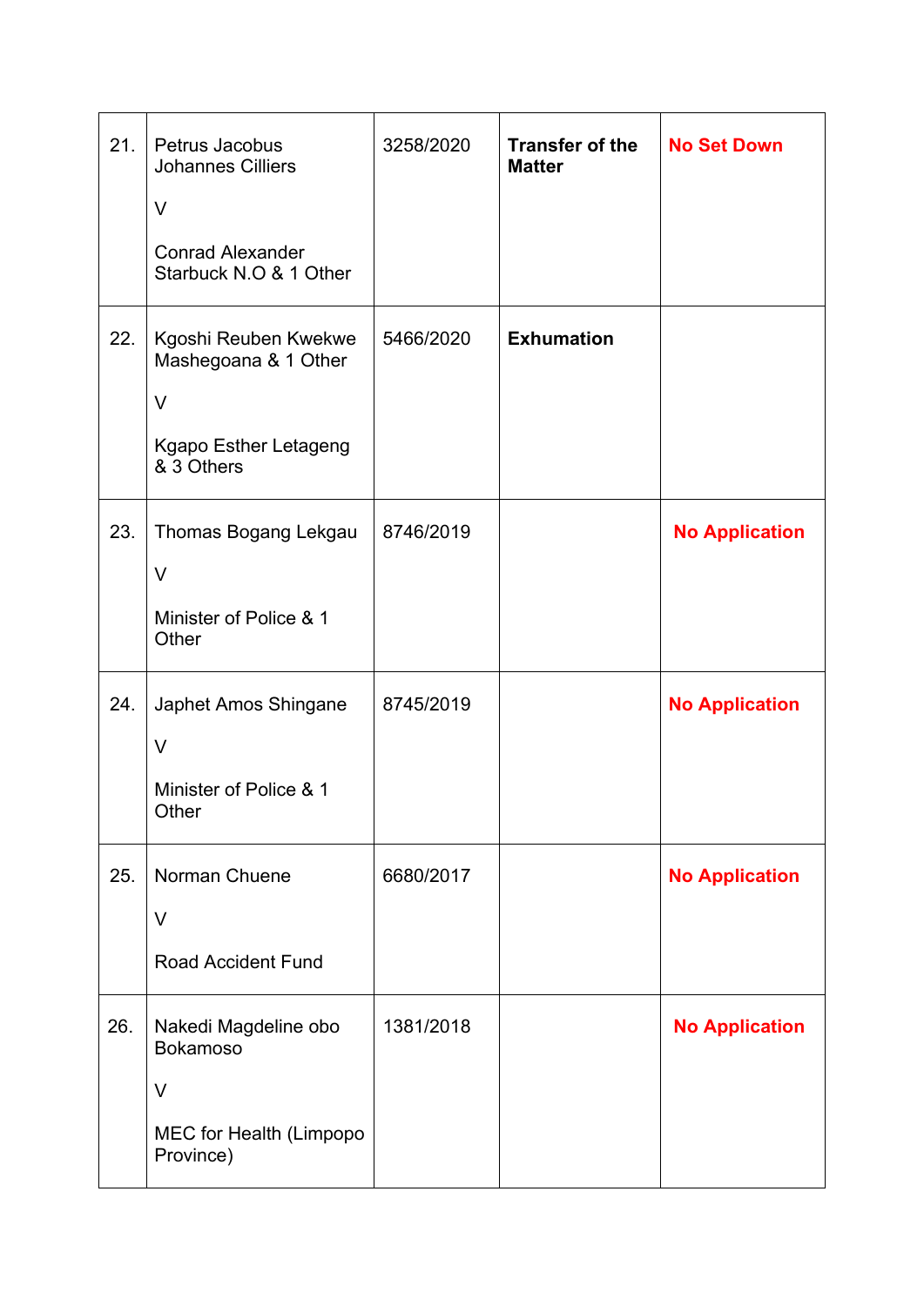| | | | | |
|---|---|---|---|---|
| 21. | Petrus Jacobus Johannes Cilliers<br><br>V<br><br>Conrad Alexander Starbuck N.O & 1 Other | 3258/2020 | **Transfer of the Matter** | **No Set Down** |
| 22. | Kgoshi Reuben Kwekwe Mashegoana & 1 Other<br><br>V<br><br>Kgapo Esther Letageng & 3 Others | 5466/2020 | **Exhumation** | |
| 23. | Thomas Bogang Lekgau<br><br>V<br><br>Minister of Police & 1 Other | 8746/2019 | | **No Application** |
| 24. | Japhet Amos Shingane<br><br>V<br><br>Minister of Police & 1 Other | 8745/2019 | | **No Application** |
| 25. | Norman Chuene<br><br>V<br><br>Road Accident Fund | 6680/2017 | | **No Application** |
| 26. | Nakedi Magdeline obo Bokamoso<br><br>V<br><br>MEC for Health (Limpopo Province) | 1381/2018 | | **No Application** |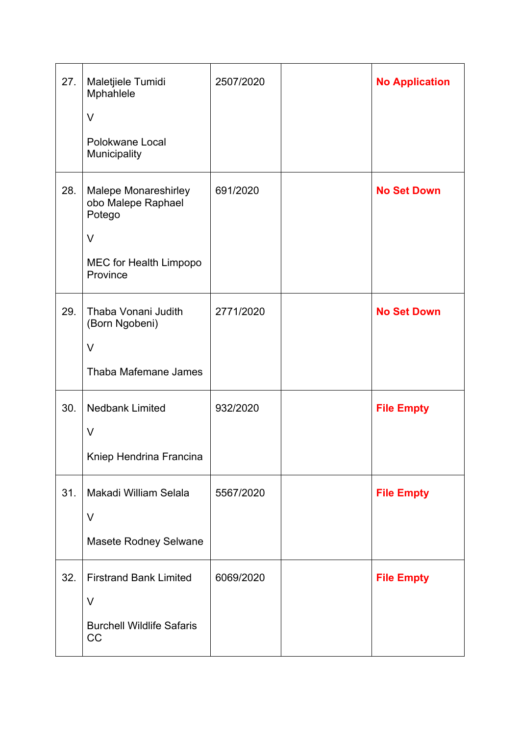| | | | | |
|---|---|---|---|---|
| 27. | Maletjiele Tumidi Mphahlele<br><br>V<br><br>Polokwane Local Municipality | 2507/2020 | | **No Application** |
| 28. | Malepe Monareshirley obo Malepe Raphael Potego<br><br>V<br><br>MEC for Health Limpopo Province | 691/2020 | | **No Set Down** |
| 29. | Thaba Vonani Judith (Born Ngobeni)<br><br>V<br><br>Thaba Mafemane James | 2771/2020 | | **No Set Down** |
| 30. | Nedbank Limited<br><br>V<br><br>Kniep Hendrina Francina | 932/2020 | | **File Empty** |
| 31. | Makadi William Selala<br><br>V<br><br>Masete Rodney Selwane | 5567/2020 | | **File Empty** |
| 32. | Firstrand Bank Limited<br><br>V<br><br>Burchell Wildlife Safaris CC | 6069/2020 | | **File Empty** |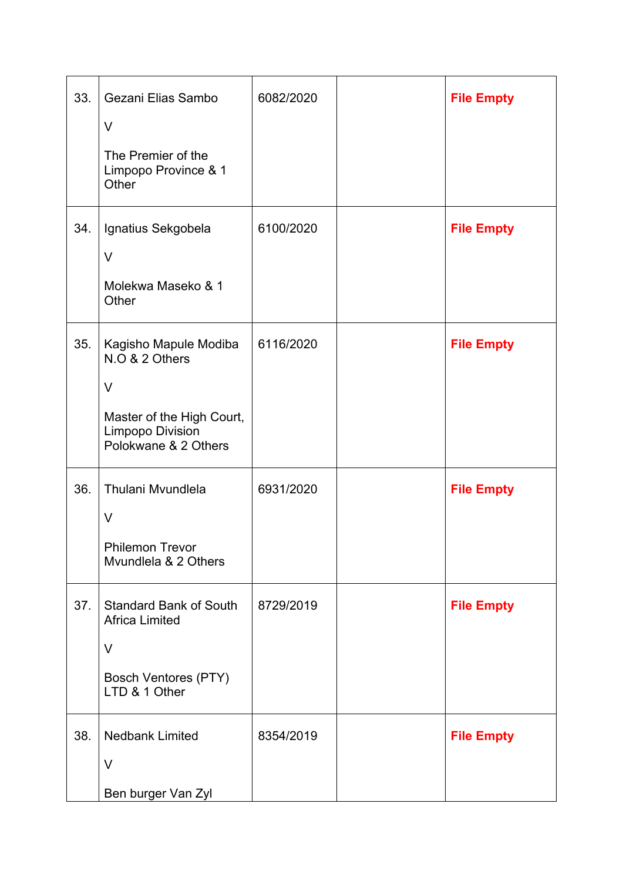| | | | | |
|---|---|---|---|---|
| 33. | Gezani Elias Sambo<br><br>V<br><br>The Premier of the Limpopo Province & 1 Other | 6082/2020 | | **File Empty** |
| 34. | Ignatius Sekgobela<br><br>V<br><br>Molekwa Maseko & 1 Other | 6100/2020 | | **File Empty** |
| 35. | Kagisho Mapule Modiba N.O & 2 Others<br><br>V<br><br>Master of the High Court, Limpopo Division Polokwane & 2 Others | 6116/2020 | | **File Empty** |
| 36. | Thulani Mvundlela<br><br>V<br><br>Philemon Trevor Mvundlela & 2 Others | 6931/2020 | | **File Empty** |
| 37. | Standard Bank of South Africa Limited<br><br>V<br><br>Bosch Ventores (PTY) LTD & 1 Other | 8729/2019 | | **File Empty** |
| 38. | Nedbank Limited<br><br>V<br><br>Ben burger Van Zyl | 8354/2019 | | **File Empty** |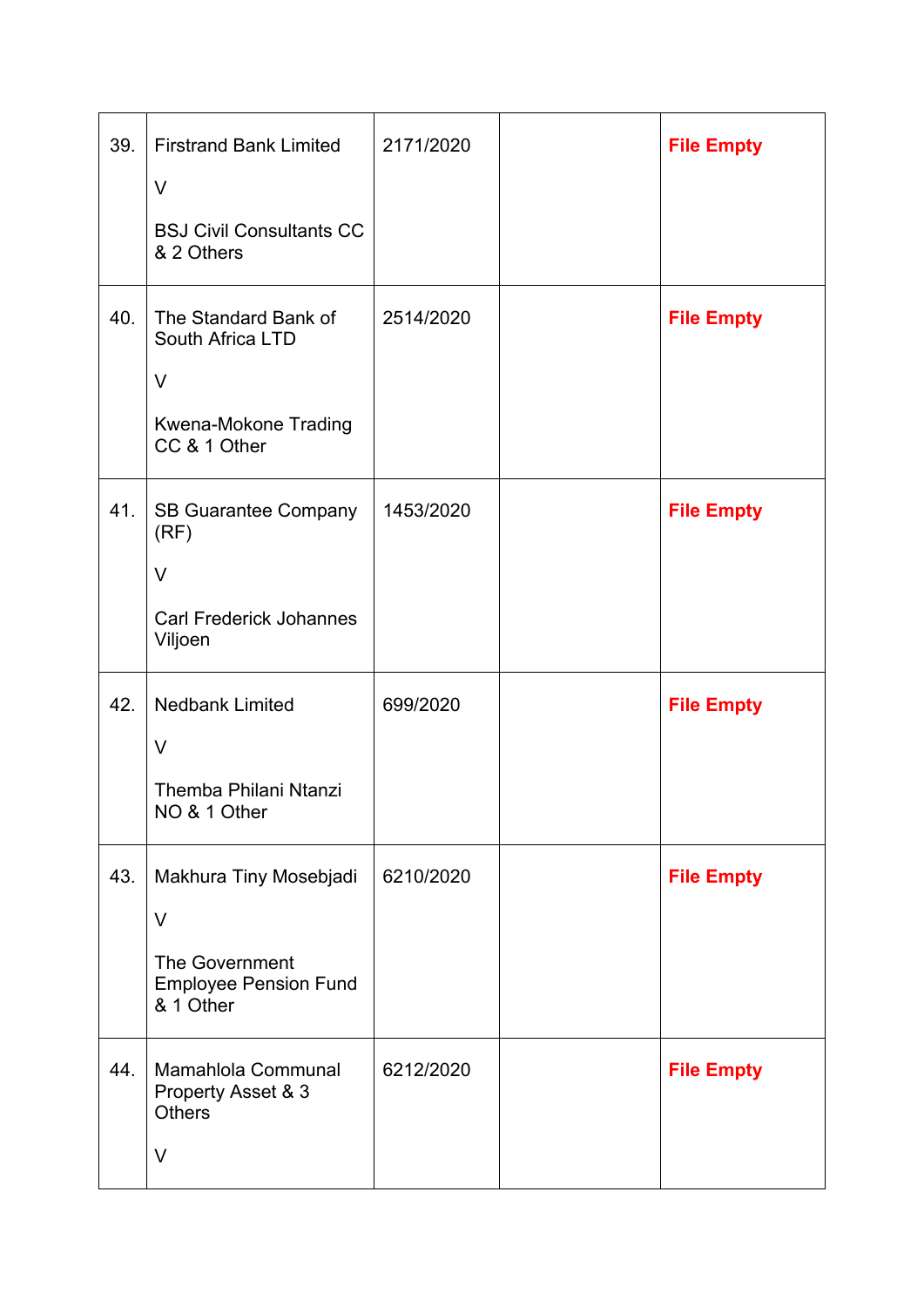| | | | | |
|---|---|---|---|---|
| 39. | Firstrand Bank Limited<br><br>V<br><br>BSJ Civil Consultants CC & 2 Others | 2171/2020 | | **File Empty** |
| 40. | The Standard Bank of South Africa LTD<br><br>V<br><br>Kwena-Mokone Trading CC & 1 Other | 2514/2020 | | **File Empty** |
| 41. | SB Guarantee Company (RF)<br><br>V<br><br>Carl Frederick Johannes Viljoen | 1453/2020 | | **File Empty** |
| 42. | Nedbank Limited<br><br>V<br><br>Themba Philani Ntanzi NO & 1 Other | 699/2020 | | **File Empty** |
| 43. | Makhura Tiny Mosebjadi<br><br>V<br><br>The Government Employee Pension Fund & 1 Other | 6210/2020 | | **File Empty** |
| 44. | Mamahlola Communal Property Asset & 3 Others<br><br>V | 6212/2020 | | **File Empty** |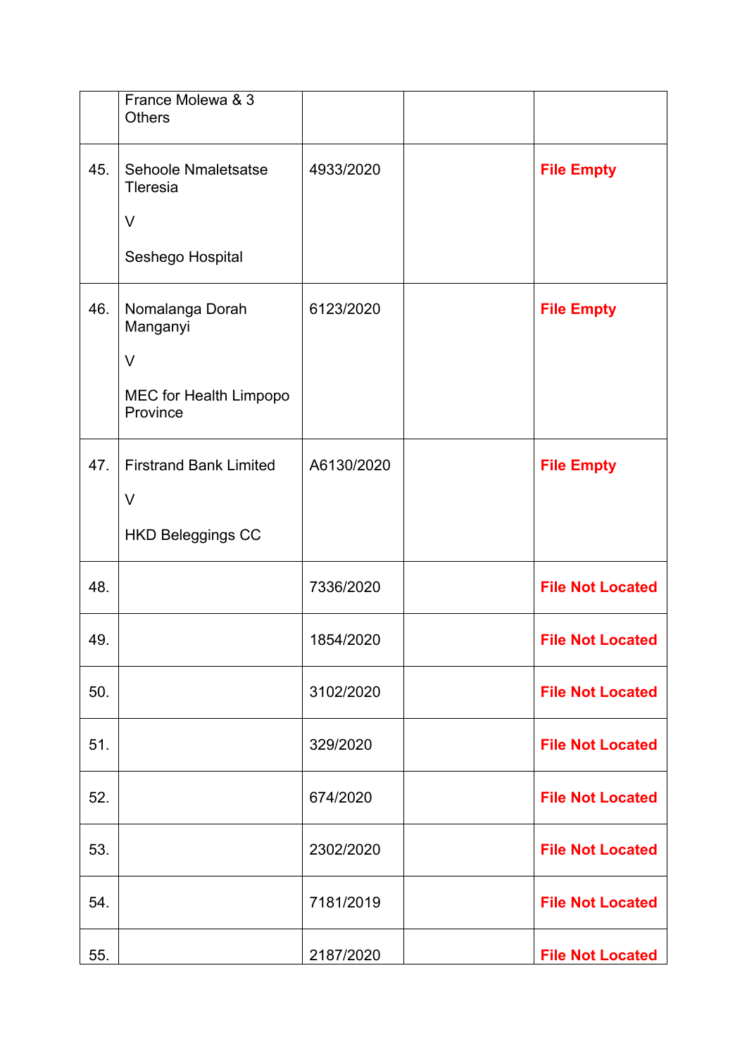|  |  |  |  |  |
|---|---|---|---|---|
|  | France Molewa & 3 Others |  |  |  |
| 45. | Sehoole Nmaletsatse Tleresia<br><br>V<br><br>Seshego Hospital | 4933/2020 |  | **File Empty** |
| 46. | Nomalanga Dorah Manganyi<br><br>V<br><br>MEC for Health Limpopo Province | 6123/2020 |  | **File Empty** |
| 47. | Firstrand Bank Limited<br><br>V<br><br>HKD Beleggings CC | A6130/2020 |  | **File Empty** |
| 48. |  | 7336/2020 |  | **File Not Located** |
| 49. |  | 1854/2020 |  | **File Not Located** |
| 50. |  | 3102/2020 |  | **File Not Located** |
| 51. |  | 329/2020 |  | **File Not Located** |
| 52. |  | 674/2020 |  | **File Not Located** |
| 53. |  | 2302/2020 |  | **File Not Located** |
| 54. |  | 7181/2019 |  | **File Not Located** |
| 55. |  | 2187/2020 |  | **File Not Located** |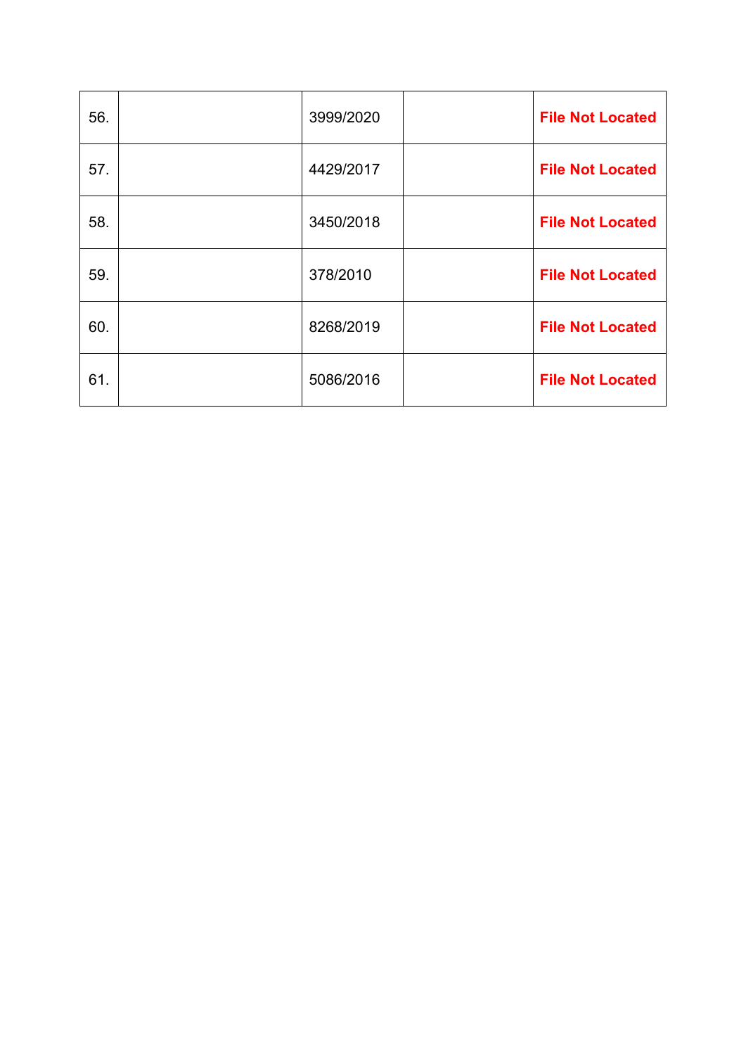| | | | | |
|---|---|---|---|---|
| 56. | | 3999/2020 | | **File Not Located** |
| 57. | | 4429/2017 | | **File Not Located** |
| 58. | | 3450/2018 | | **File Not Located** |
| 59. | | 378/2010 | | **File Not Located** |
| 60. | | 8268/2019 | | **File Not Located** |
| 61. | | 5086/2016 | | **File Not Located** |